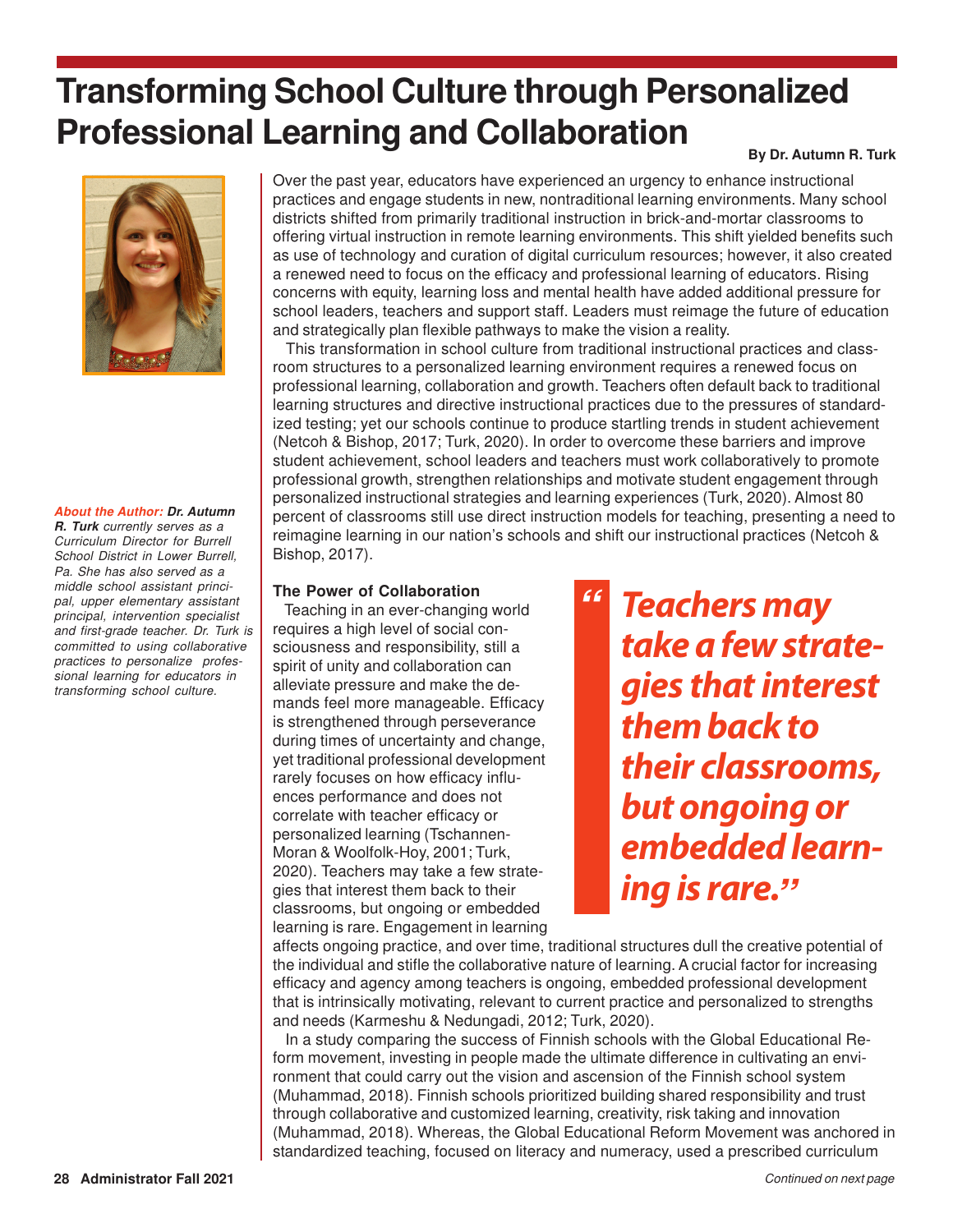# Transforming School Culture through Personalized Professional Learning and Collaboration

**By Dr. Autumn R. Turk**

***About the Author:*** ***Dr. Autumn R. Turk*** *currently serves as a Curriculum Director for Burrell School District in Lower Burrell, Pa. She has also served as a middle school assistant principal, upper elementary assistant principal, intervention specialist and first-grade teacher. Dr. Turk is committed to using collaborative practices to personalize professional learning for educators in transforming school culture.*

Over the past year, educators have experienced an urgency to enhance instructional practices and engage students in new, nontraditional learning environments. Many school districts shifted from primarily traditional instruction in brick-and-mortar classrooms to offering virtual instruction in remote learning environments. This shift yielded benefits such as use of technology and curation of digital curriculum resources; however, it also created a renewed need to focus on the efficacy and professional learning of educators. Rising concerns with equity, learning loss and mental health have added additional pressure for school leaders, teachers and support staff. Leaders must reimage the future of education and strategically plan flexible pathways to make the vision a reality.

This transformation in school culture from traditional instructional practices and classroom structures to a personalized learning environment requires a renewed focus on professional learning, collaboration and growth. Teachers often default back to traditional learning structures and directive instructional practices due to the pressures of standardized testing; yet our schools continue to produce startling trends in student achievement (Netcoh & Bishop, 2017; Turk, 2020). In order to overcome these barriers and improve student achievement, school leaders and teachers must work collaboratively to promote professional growth, strengthen relationships and motivate student engagement through personalized instructional strategies and learning experiences (Turk, 2020). Almost 80 percent of classrooms still use direct instruction models for teaching, presenting a need to reimagine learning in our nation's schools and shift our instructional practices (Netcoh & Bishop, 2017).

### The Power of Collaboration

Teaching in an ever-changing world requires a high level of social consciousness and responsibility, still a spirit of unity and collaboration can alleviate pressure and make the demands feel more manageable. Efficacy is strengthened through perseverance during times of uncertainty and change, yet traditional professional development rarely focuses on how efficacy influences performance and does not correlate with teacher efficacy or personalized learning (Tschannen-Moran & Woolfolk-Hoy, 2001; Turk, 2020). Teachers may take a few strategies that interest them back to their classrooms, but ongoing or embedded learning is rare. Engagement in learning affects ongoing practice, and over time, traditional structures dull the creative potential of the individual and stifle the collaborative nature of learning. A crucial factor for increasing efficacy and agency among teachers is ongoing, embedded professional development that is intrinsically motivating, relevant to current practice and personalized to strengths and needs (Karmeshu & Nedungadi, 2012; Turk, 2020).

> ***"Teachers may take a few strategies that interest them back to their classrooms, but ongoing or embedded learning is rare."***

In a study comparing the success of Finnish schools with the Global Educational Reform movement, investing in people made the ultimate difference in cultivating an environment that could carry out the vision and ascension of the Finnish school system (Muhammad, 2018). Finnish schools prioritized building shared responsibility and trust through collaborative and customized learning, creativity, risk taking and innovation (Muhammad, 2018). Whereas, the Global Educational Reform Movement was anchored in standardized teaching, focused on literacy and numeracy, used a prescribed curriculum

*Continued on next page*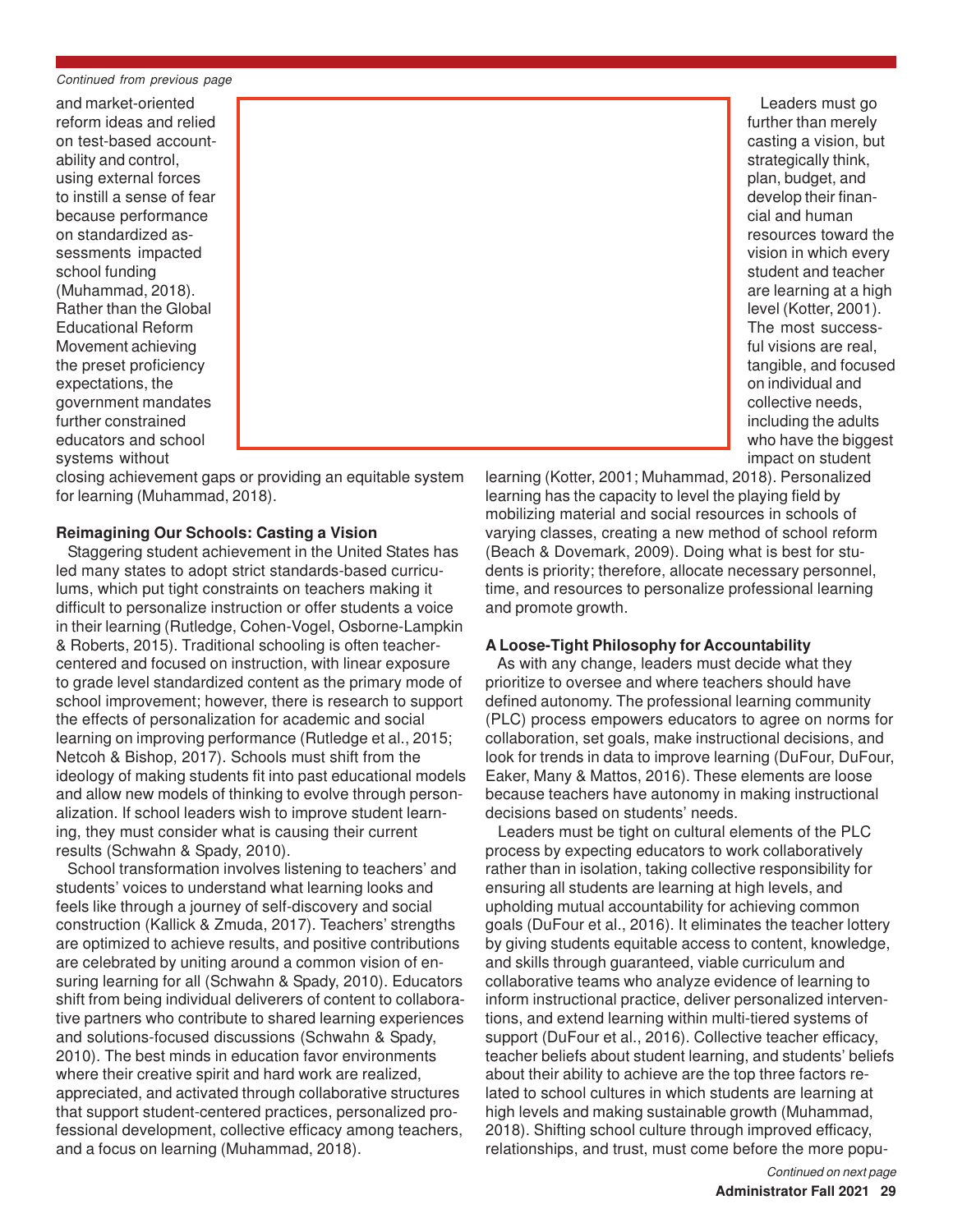*Continued from previous page*

and market-oriented reform ideas and relied on test-based accountability and control, using external forces to instill a sense of fear because performance on standardized assessments impacted school funding (Muhammad, 2018). Rather than the Global Educational Reform Movement achieving the preset proficiency expectations, the government mandates further constrained educators and school systems without closing achievement gaps or providing an equitable system for learning (Muhammad, 2018).

**Reimagining Our Schools: Casting a Vision**

Staggering student achievement in the United States has led many states to adopt strict standards-based curriculums, which put tight constraints on teachers making it difficult to personalize instruction or offer students a voice in their learning (Rutledge, Cohen-Vogel, Osborne-Lampkin & Roberts, 2015). Traditional schooling is often teacher-centered and focused on instruction, with linear exposure to grade level standardized content as the primary mode of school improvement; however, there is research to support the effects of personalization for academic and social learning on improving performance (Rutledge et al., 2015; Netcoh & Bishop, 2017). Schools must shift from the ideology of making students fit into past educational models and allow new models of thinking to evolve through personalization. If school leaders wish to improve student learning, they must consider what is causing their current results (Schwahn & Spady, 2010).

School transformation involves listening to teachers' and students' voices to understand what learning looks and feels like through a journey of self-discovery and social construction (Kallick & Zmuda, 2017). Teachers' strengths are optimized to achieve results, and positive contributions are celebrated by uniting around a common vision of ensuring learning for all (Schwahn & Spady, 2010). Educators shift from being individual deliverers of content to collaborative partners who contribute to shared learning experiences and solutions-focused discussions (Schwahn & Spady, 2010). The best minds in education favor environments where their creative spirit and hard work are realized, appreciated, and activated through collaborative structures that support student-centered practices, personalized professional development, collective efficacy among teachers, and a focus on learning (Muhammad, 2018).

Leaders must go further than merely casting a vision, but strategically think, plan, budget, and develop their financial and human resources toward the vision in which every student and teacher are learning at a high level (Kotter, 2001). The most successful visions are real, tangible, and focused on individual and collective needs, including the adults who have the biggest impact on student learning (Kotter, 2001; Muhammad, 2018). Personalized learning has the capacity to level the playing field by mobilizing material and social resources in schools of varying classes, creating a new method of school reform (Beach & Dovemark, 2009). Doing what is best for students is priority; therefore, allocate necessary personnel, time, and resources to personalize professional learning and promote growth.

**A Loose-Tight Philosophy for Accountability**

As with any change, leaders must decide what they prioritize to oversee and where teachers should have defined autonomy. The professional learning community (PLC) process empowers educators to agree on norms for collaboration, set goals, make instructional decisions, and look for trends in data to improve learning (DuFour, DuFour, Eaker, Many & Mattos, 2016). These elements are loose because teachers have autonomy in making instructional decisions based on students' needs.

Leaders must be tight on cultural elements of the PLC process by expecting educators to work collaboratively rather than in isolation, taking collective responsibility for ensuring all students are learning at high levels, and upholding mutual accountability for achieving common goals (DuFour et al., 2016). It eliminates the teacher lottery by giving students equitable access to content, knowledge, and skills through guaranteed, viable curriculum and collaborative teams who analyze evidence of learning to inform instructional practice, deliver personalized interventions, and extend learning within multi-tiered systems of support (DuFour et al., 2016). Collective teacher efficacy, teacher beliefs about student learning, and students' beliefs about their ability to achieve are the top three factors related to school cultures in which students are learning at high levels and making sustainable growth (Muhammad, 2018). Shifting school culture through improved efficacy, relationships, and trust, must come before the more popu-

*Continued on next page*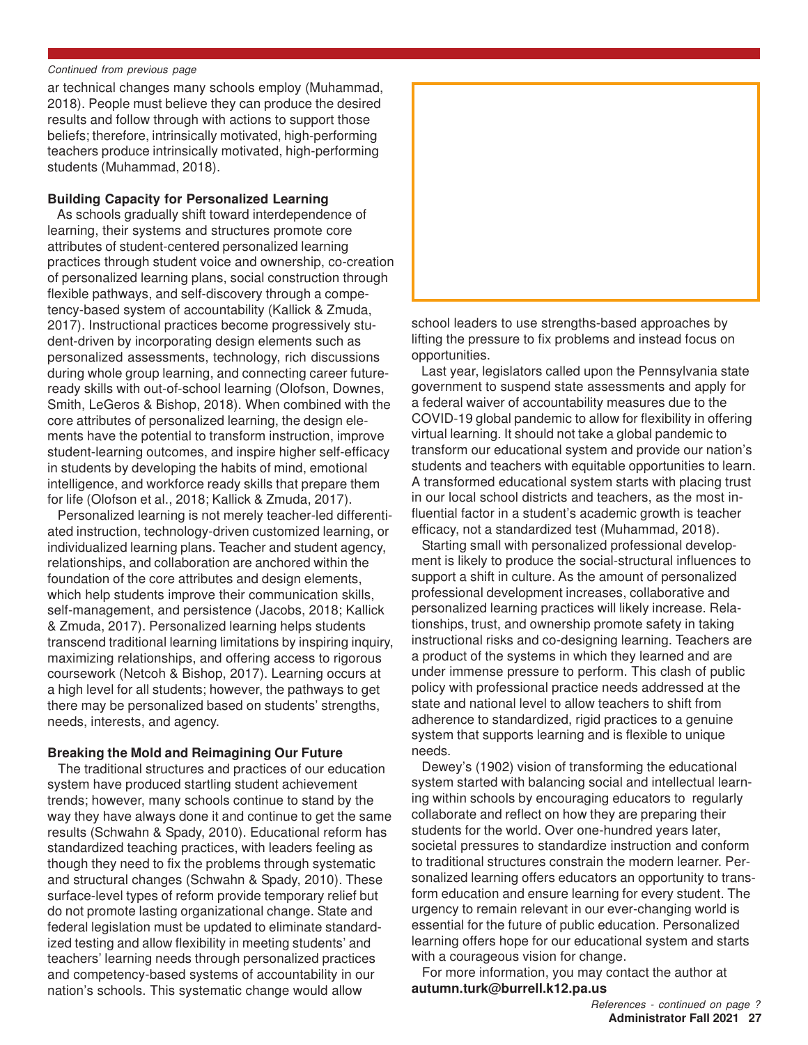*Continued from previous page*

ar technical changes many schools employ (Muhammad, 2018). People must believe they can produce the desired results and follow through with actions to support those beliefs; therefore, intrinsically motivated, high-performing teachers produce intrinsically motivated, high-performing students (Muhammad, 2018).

**Building Capacity for Personalized Learning**

As schools gradually shift toward interdependence of learning, their systems and structures promote core attributes of student-centered personalized learning practices through student voice and ownership, co-creation of personalized learning plans, social construction through flexible pathways, and self-discovery through a competency-based system of accountability (Kallick & Zmuda, 2017). Instructional practices become progressively student-driven by incorporating design elements such as personalized assessments, technology, rich discussions during whole group learning, and connecting career future-ready skills with out-of-school learning (Olofson, Downes, Smith, LeGeros & Bishop, 2018). When combined with the core attributes of personalized learning, the design elements have the potential to transform instruction, improve student-learning outcomes, and inspire higher self-efficacy in students by developing the habits of mind, emotional intelligence, and workforce ready skills that prepare them for life (Olofson et al., 2018; Kallick & Zmuda, 2017).

Personalized learning is not merely teacher-led differentiated instruction, technology-driven customized learning, or individualized learning plans. Teacher and student agency, relationships, and collaboration are anchored within the foundation of the core attributes and design elements, which help students improve their communication skills, self-management, and persistence (Jacobs, 2018; Kallick & Zmuda, 2017). Personalized learning helps students transcend traditional learning limitations by inspiring inquiry, maximizing relationships, and offering access to rigorous coursework (Netcoh & Bishop, 2017). Learning occurs at a high level for all students; however, the pathways to get there may be personalized based on students' strengths, needs, interests, and agency.

**Breaking the Mold and Reimagining Our Future**

The traditional structures and practices of our education system have produced startling student achievement trends; however, many schools continue to stand by the way they have always done it and continue to get the same results (Schwahn & Spady, 2010). Educational reform has standardized teaching practices, with leaders feeling as though they need to fix the problems through systematic and structural changes (Schwahn & Spady, 2010). These surface-level types of reform provide temporary relief but do not promote lasting organizational change. State and federal legislation must be updated to eliminate standardized testing and allow flexibility in meeting students' and teachers' learning needs through personalized practices and competency-based systems of accountability in our nation's schools. This systematic change would allow school leaders to use strengths-based approaches by lifting the pressure to fix problems and instead focus on opportunities.

Last year, legislators called upon the Pennsylvania state government to suspend state assessments and apply for a federal waiver of accountability measures due to the COVID-19 global pandemic to allow for flexibility in offering virtual learning. It should not take a global pandemic to transform our educational system and provide our nation's students and teachers with equitable opportunities to learn. A transformed educational system starts with placing trust in our local school districts and teachers, as the most influential factor in a student's academic growth is teacher efficacy, not a standardized test (Muhammad, 2018).

Starting small with personalized professional development is likely to produce the social-structural influences to support a shift in culture. As the amount of personalized professional development increases, collaborative and personalized learning practices will likely increase. Relationships, trust, and ownership promote safety in taking instructional risks and co-designing learning. Teachers are a product of the systems in which they learned and are under immense pressure to perform. This clash of public policy with professional practice needs addressed at the state and national level to allow teachers to shift from adherence to standardized, rigid practices to a genuine system that supports learning and is flexible to unique needs.

Dewey's (1902) vision of transforming the educational system started with balancing social and intellectual learning within schools by encouraging educators to regularly collaborate and reflect on how they are preparing their students for the world. Over one-hundred years later, societal pressures to standardize instruction and conform to traditional structures constrain the modern learner. Personalized learning offers educators an opportunity to transform education and ensure learning for every student. The urgency to remain relevant in our ever-changing world is essential for the future of public education. Personalized learning offers hope for our educational system and starts with a courageous vision for change.

For more information, you may contact the author at **autumn.turk@burrell.k12.pa.us**

*References - continued on page ?*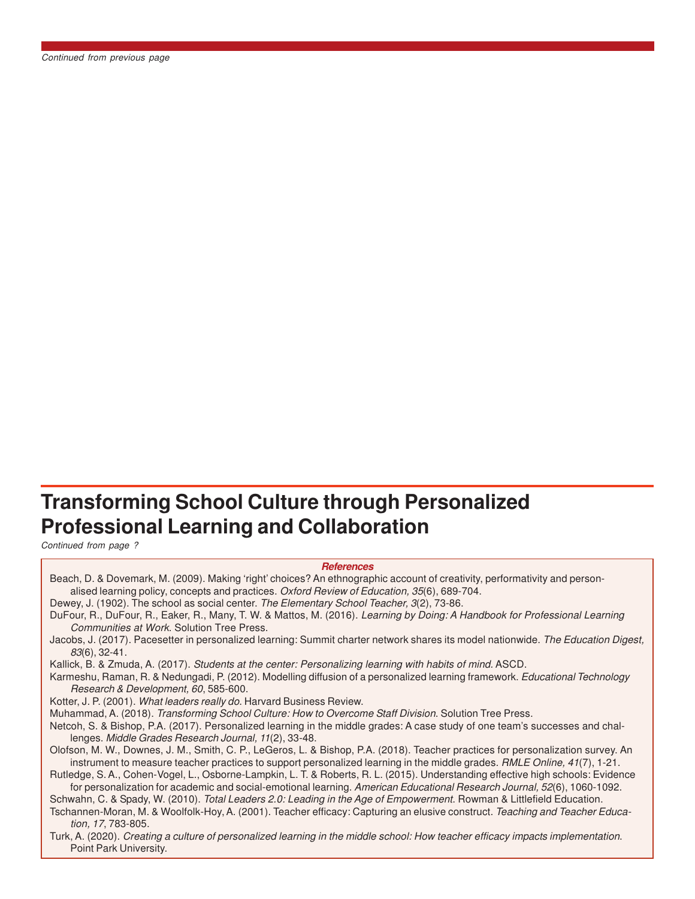*Continued from previous page*

# Transforming School Culture through Personalized Professional Learning and Collaboration

*Continued from page ?*

***References***

Beach, D. & Dovemark, M. (2009). Making 'right' choices? An ethnographic account of creativity, performativity and personalised learning policy, concepts and practices. *Oxford Review of Education, 35*(6), 689-704.

Dewey, J. (1902). The school as social center. *The Elementary School Teacher, 3*(2), 73-86.

DuFour, R., DuFour, R., Eaker, R., Many, T. W. & Mattos, M. (2016). *Learning by Doing: A Handbook for Professional Learning Communities at Work*. Solution Tree Press.

Jacobs, J. (2017). Pacesetter in personalized learning: Summit charter network shares its model nationwide. *The Education Digest, 83*(6), 32-41.

Kallick, B. & Zmuda, A. (2017). *Students at the center: Personalizing learning with habits of mind*. ASCD.

Karmeshu, Raman, R. & Nedungadi, P. (2012). Modelling diffusion of a personalized learning framework. *Educational Technology Research & Development, 60*, 585-600.

Kotter, J. P. (2001). *What leaders really do*. Harvard Business Review.

Muhammad, A. (2018). *Transforming School Culture: How to Overcome Staff Division*. Solution Tree Press.

Netcoh, S. & Bishop, P.A. (2017). Personalized learning in the middle grades: A case study of one team's successes and challenges. *Middle Grades Research Journal, 11*(2), 33-48.

Olofson, M. W., Downes, J. M., Smith, C. P., LeGeros, L. & Bishop, P.A. (2018). Teacher practices for personalization survey. An instrument to measure teacher practices to support personalized learning in the middle grades. *RMLE Online, 41*(7), 1-21.

Rutledge, S. A., Cohen-Vogel, L., Osborne-Lampkin, L. T. & Roberts, R. L. (2015). Understanding effective high schools: Evidence for personalization for academic and social-emotional learning. *American Educational Research Journal, 52*(6), 1060-1092.

Schwahn, C. & Spady, W. (2010). *Total Leaders 2.0: Leading in the Age of Empowerment*. Rowman & Littlefield Education.

Tschannen-Moran, M. & Woolfolk-Hoy, A. (2001). Teacher efficacy: Capturing an elusive construct. *Teaching and Teacher Education, 17*, 783-805.

Turk, A. (2020). *Creating a culture of personalized learning in the middle school: How teacher efficacy impacts implementation.* Point Park University.